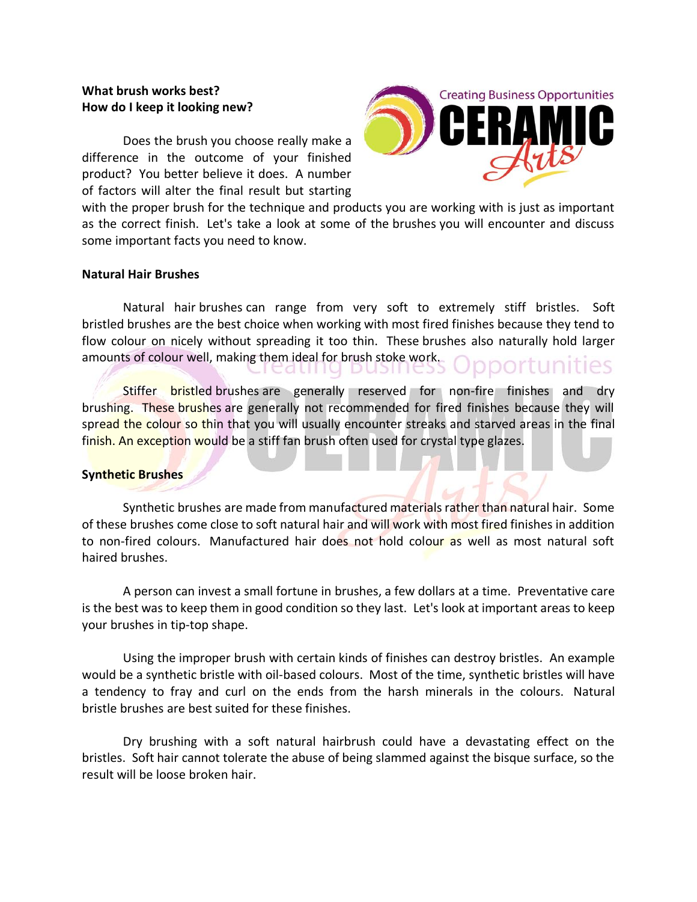**What brush works best?**
**How do I keep it looking new?**

Does the brush you choose really make a difference in the outcome of your finished product? You better believe it does. A number of factors will alter the final result but starting with the proper brush for the technique and products you are working with is just as important as the correct finish. Let's take a look at some of the brushes you will encounter and discuss some important facts you need to know.

**Natural Hair Brushes**

Natural hair brushes can range from very soft to extremely stiff bristles. Soft bristled brushes are the best choice when working with most fired finishes because they tend to flow colour on nicely without spreading it too thin. These brushes also naturally hold larger amounts of colour well, making them ideal for brush stoke work.

Stiffer bristled brushes are generally reserved for non-fire finishes and dry brushing. These brushes are generally not recommended for fired finishes because they will spread the colour so thin that you will usually encounter streaks and starved areas in the final finish. An exception would be a stiff fan brush often used for crystal type glazes.

**Synthetic Brushes**

Synthetic brushes are made from manufactured materials rather than natural hair. Some of these brushes come close to soft natural hair and will work with most fired finishes in addition to non-fired colours. Manufactured hair does not hold colour as well as most natural soft haired brushes.

A person can invest a small fortune in brushes, a few dollars at a time. Preventative care is the best was to keep them in good condition so they last. Let's look at important areas to keep your brushes in tip-top shape.

Using the improper brush with certain kinds of finishes can destroy bristles. An example would be a synthetic bristle with oil-based colours. Most of the time, synthetic bristles will have a tendency to fray and curl on the ends from the harsh minerals in the colours. Natural bristle brushes are best suited for these finishes.

Dry brushing with a soft natural hairbrush could have a devastating effect on the bristles. Soft hair cannot tolerate the abuse of being slammed against the bisque surface, so the result will be loose broken hair.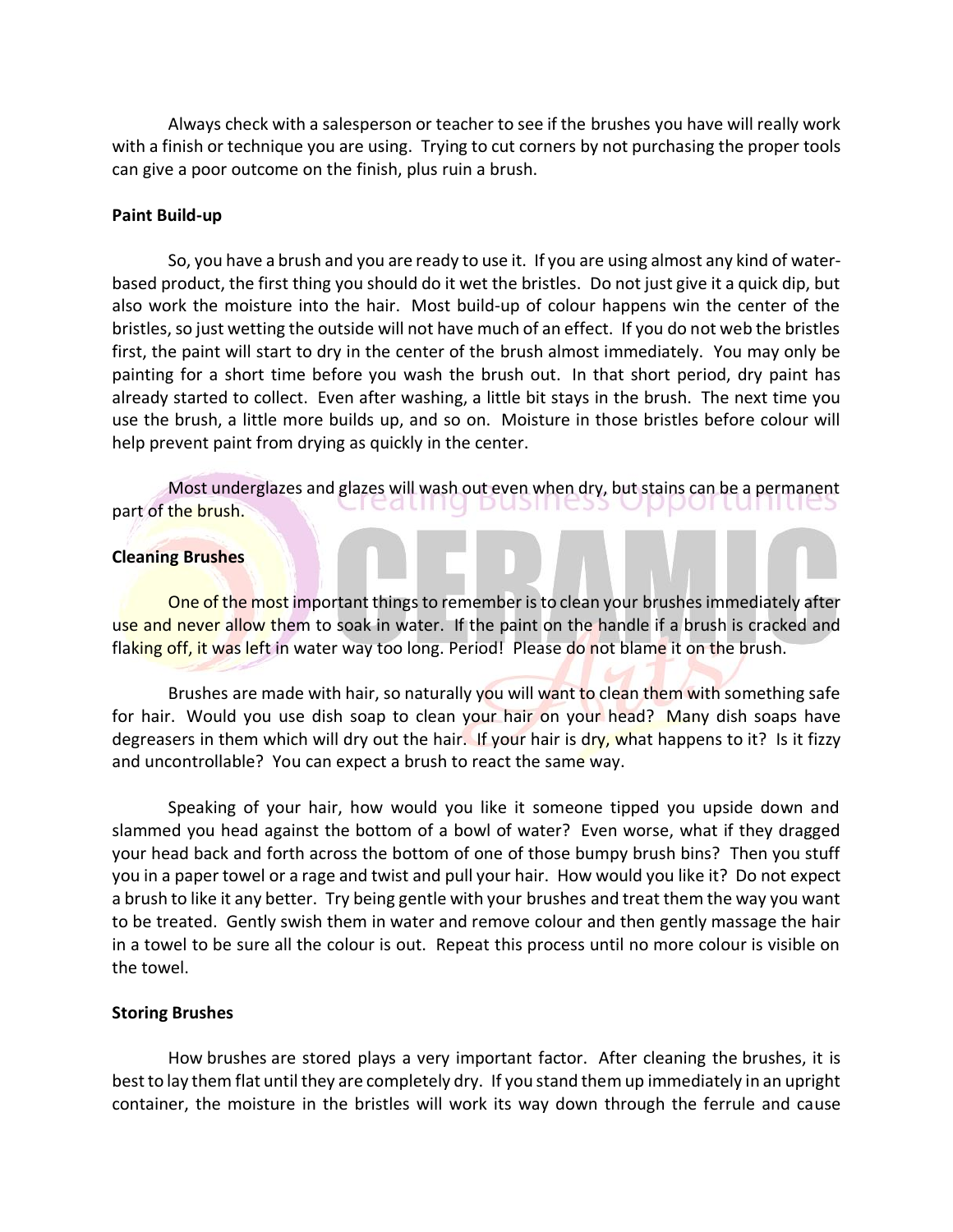Always check with a salesperson or teacher to see if the brushes you have will really work with a finish or technique you are using. Trying to cut corners by not purchasing the proper tools can give a poor outcome on the finish, plus ruin a brush.

**Paint Build-up**

So, you have a brush and you are ready to use it. If you are using almost any kind of water-based product, the first thing you should do it wet the bristles. Do not just give it a quick dip, but also work the moisture into the hair. Most build-up of colour happens win the center of the bristles, so just wetting the outside will not have much of an effect. If you do not web the bristles first, the paint will start to dry in the center of the brush almost immediately. You may only be painting for a short time before you wash the brush out. In that short period, dry paint has already started to collect. Even after washing, a little bit stays in the brush. The next time you use the brush, a little more builds up, and so on. Moisture in those bristles before colour will help prevent paint from drying as quickly in the center.

Most underglazes and glazes will wash out even when dry, but stains can be a permanent part of the brush.

**Cleaning Brushes**

One of the most important things to remember is to clean your brushes immediately after use and never allow them to soak in water. If the paint on the handle if a brush is cracked and flaking off, it was left in water way too long. Period! Please do not blame it on the brush.

Brushes are made with hair, so naturally you will want to clean them with something safe for hair. Would you use dish soap to clean your hair on your head? Many dish soaps have degreasers in them which will dry out the hair. If your hair is dry, what happens to it? Is it fizzy and uncontrollable? You can expect a brush to react the same way.

Speaking of your hair, how would you like it someone tipped you upside down and slammed you head against the bottom of a bowl of water? Even worse, what if they dragged your head back and forth across the bottom of one of those bumpy brush bins? Then you stuff you in a paper towel or a rage and twist and pull your hair. How would you like it? Do not expect a brush to like it any better. Try being gentle with your brushes and treat them the way you want to be treated. Gently swish them in water and remove colour and then gently massage the hair in a towel to be sure all the colour is out. Repeat this process until no more colour is visible on the towel.

**Storing Brushes**

How brushes are stored plays a very important factor. After cleaning the brushes, it is best to lay them flat until they are completely dry. If you stand them up immediately in an upright container, the moisture in the bristles will work its way down through the ferrule and cause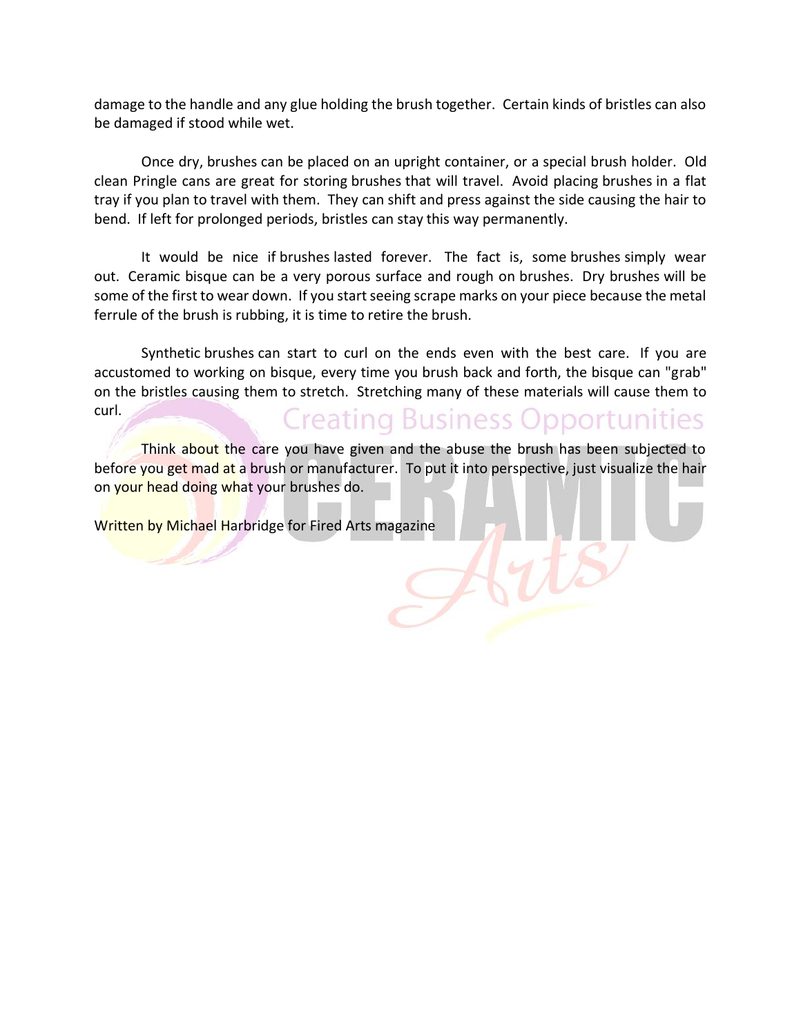damage to the handle and any glue holding the brush together. Certain kinds of bristles can also be damaged if stood while wet.

Once dry, brushes can be placed on an upright container, or a special brush holder. Old clean Pringle cans are great for storing brushes that will travel. Avoid placing brushes in a flat tray if you plan to travel with them. They can shift and press against the side causing the hair to bend. If left for prolonged periods, bristles can stay this way permanently.

It would be nice if brushes lasted forever. The fact is, some brushes simply wear out. Ceramic bisque can be a very porous surface and rough on brushes. Dry brushes will be some of the first to wear down. If you start seeing scrape marks on your piece because the metal ferrule of the brush is rubbing, it is time to retire the brush.

Synthetic brushes can start to curl on the ends even with the best care. If you are accustomed to working on bisque, every time you brush back and forth, the bisque can "grab" on the bristles causing them to stretch. Stretching many of these materials will cause them to curl.

Think about the care you have given and the abuse the brush has been subjected to before you get mad at a brush or manufacturer. To put it into perspective, just visualize the hair on your head doing what your brushes do.

Written by Michael Harbridge for Fired Arts magazine